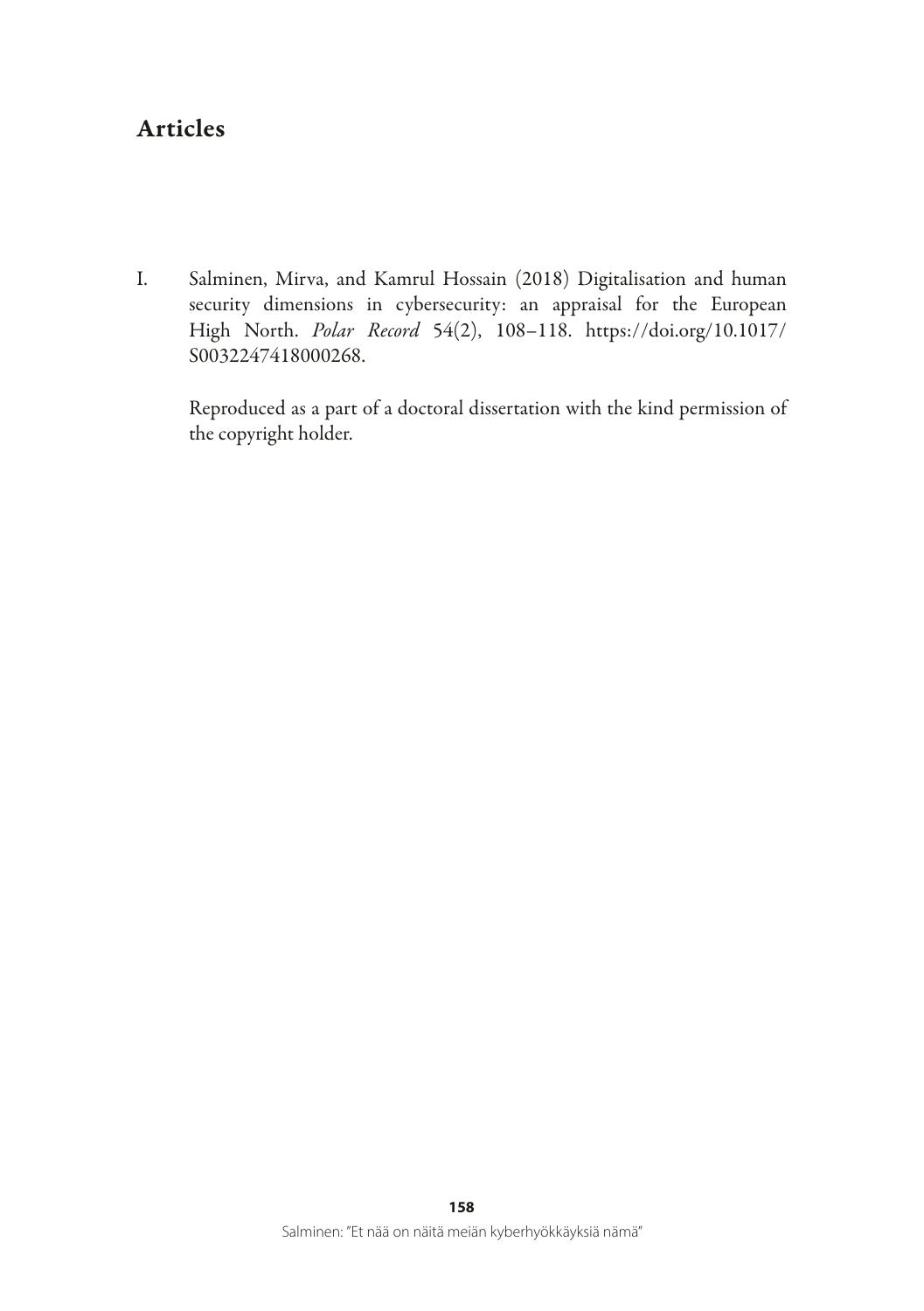# Articles

I. Salminen, Mirva, and Kamrul Hossain (2018) Digitalisation and human security dimensions in cybersecurity: an appraisal for the European High North. *Polar Record* 54(2), 108–118. https://doi.org/10.1017/S0032247418000268.

Reproduced as a part of a doctoral dissertation with the kind permission of the copyright holder.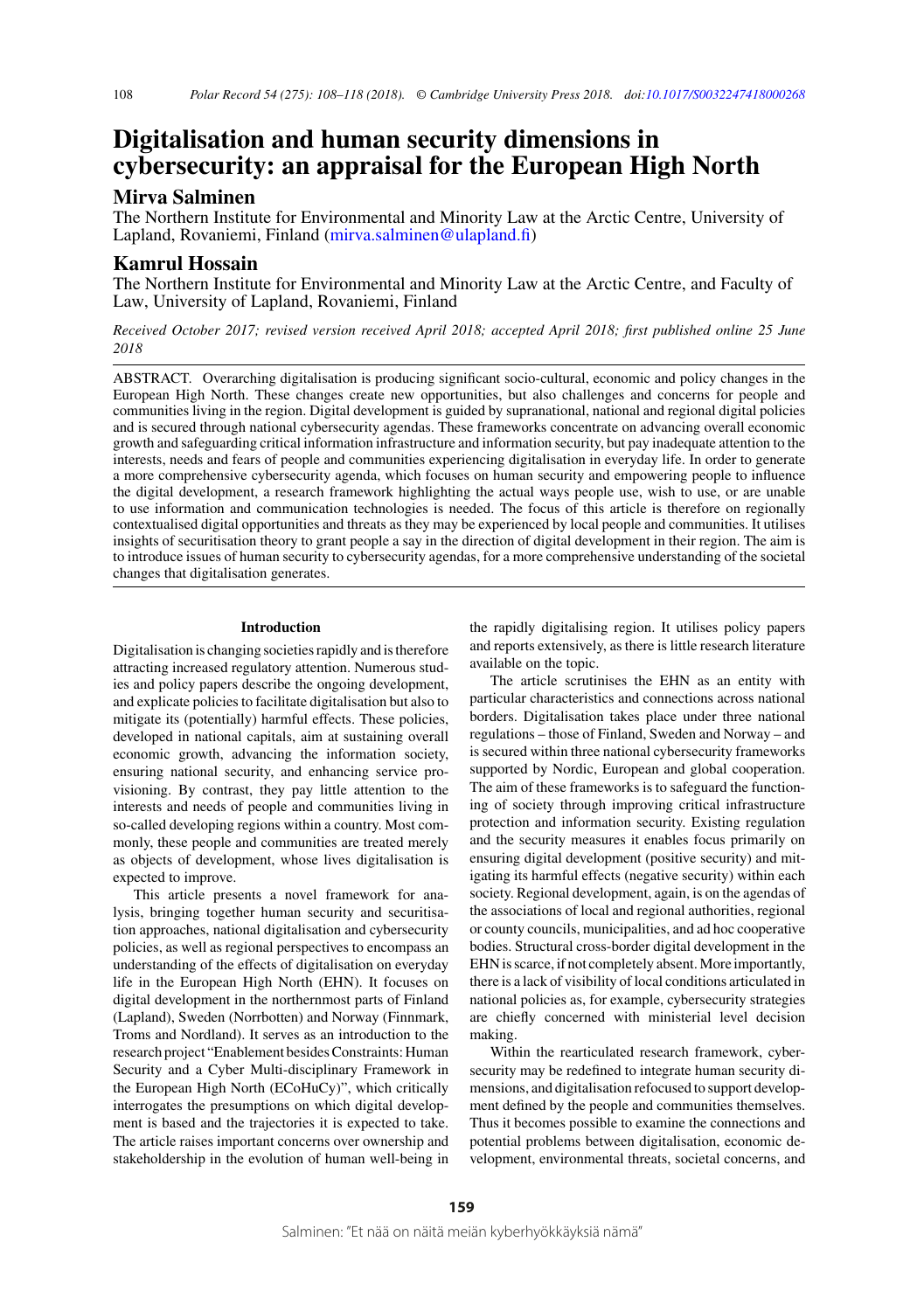# Digitalisation and human security dimensions in cybersecurity: an appraisal for the European High North

## Mirva Salminen

The Northern Institute for Environmental and Minority Law at the Arctic Centre, University of Lapland, Rovaniemi, Finland (mirva.salminen@ulapland.fi)

## Kamrul Hossain

The Northern Institute for Environmental and Minority Law at the Arctic Centre, and Faculty of Law, University of Lapland, Rovaniemi, Finland

*Received October 2017; revised version received April 2018; accepted April 2018; first published online 25 June 2018*

ABSTRACT. Overarching digitalisation is producing significant socio-cultural, economic and policy changes in the European High North. These changes create new opportunities, but also challenges and concerns for people and communities living in the region. Digital development is guided by supranational, national and regional digital policies and is secured through national cybersecurity agendas. These frameworks concentrate on advancing overall economic growth and safeguarding critical information infrastructure and information security, but pay inadequate attention to the interests, needs and fears of people and communities experiencing digitalisation in everyday life. In order to generate a more comprehensive cybersecurity agenda, which focuses on human security and empowering people to influence the digital development, a research framework highlighting the actual ways people use, wish to use, or are unable to use information and communication technologies is needed. The focus of this article is therefore on regionally contextualised digital opportunities and threats as they may be experienced by local people and communities. It utilises insights of securitisation theory to grant people a say in the direction of digital development in their region. The aim is to introduce issues of human security to cybersecurity agendas, for a more comprehensive understanding of the societal changes that digitalisation generates.

### Introduction

Digitalisation is changing societies rapidly and is therefore attracting increased regulatory attention. Numerous studies and policy papers describe the ongoing development, and explicate policies to facilitate digitalisation but also to mitigate its (potentially) harmful effects. These policies, developed in national capitals, aim at sustaining overall economic growth, advancing the information society, ensuring national security, and enhancing service provisioning. By contrast, they pay little attention to the interests and needs of people and communities living in so-called developing regions within a country. Most commonly, these people and communities are treated merely as objects of development, whose lives digitalisation is expected to improve.

This article presents a novel framework for analysis, bringing together human security and securitisation approaches, national digitalisation and cybersecurity policies, as well as regional perspectives to encompass an understanding of the effects of digitalisation on everyday life in the European High North (EHN). It focuses on digital development in the northernmost parts of Finland (Lapland), Sweden (Norrbotten) and Norway (Finnmark, Troms and Nordland). It serves as an introduction to the research project "Enablement besides Constraints: Human Security and a Cyber Multi-disciplinary Framework in the European High North (ECoHuCy)", which critically interrogates the presumptions on which digital development is based and the trajectories it is expected to take. The article raises important concerns over ownership and stakeholdership in the evolution of human well-being in the rapidly digitalising region. It utilises policy papers and reports extensively, as there is little research literature available on the topic.

The article scrutinises the EHN as an entity with particular characteristics and connections across national borders. Digitalisation takes place under three national regulations – those of Finland, Sweden and Norway – and is secured within three national cybersecurity frameworks supported by Nordic, European and global cooperation. The aim of these frameworks is to safeguard the functioning of society through improving critical infrastructure protection and information security. Existing regulation and the security measures it enables focus primarily on ensuring digital development (positive security) and mitigating its harmful effects (negative security) within each society. Regional development, again, is on the agendas of the associations of local and regional authorities, regional or county councils, municipalities, and ad hoc cooperative bodies. Structural cross-border digital development in the EHN is scarce, if not completely absent. More importantly, there is a lack of visibility of local conditions articulated in national policies as, for example, cybersecurity strategies are chiefly concerned with ministerial level decision making.

Within the rearticulated research framework, cybersecurity may be redefined to integrate human security dimensions, and digitalisation refocused to support development defined by the people and communities themselves. Thus it becomes possible to examine the connections and potential problems between digitalisation, economic development, environmental threats, societal concerns, and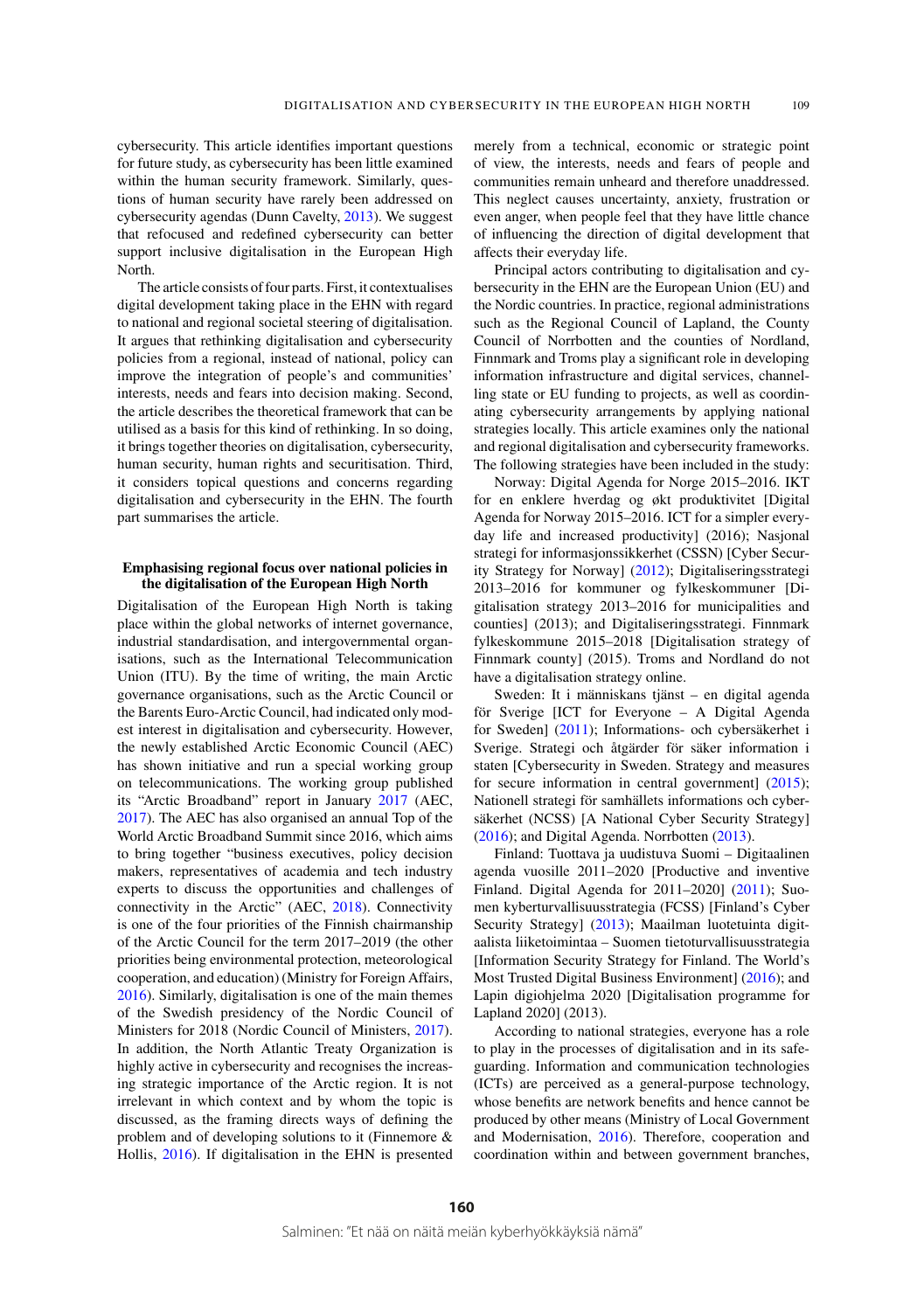cybersecurity. This article identifies important questions for future study, as cybersecurity has been little examined within the human security framework. Similarly, questions of human security have rarely been addressed on cybersecurity agendas (Dunn Cavelty, 2013). We suggest that refocused and redefined cybersecurity can better support inclusive digitalisation in the European High North.

The article consists of four parts. First, it contextualises digital development taking place in the EHN with regard to national and regional societal steering of digitalisation. It argues that rethinking digitalisation and cybersecurity policies from a regional, instead of national, policy can improve the integration of people's and communities' interests, needs and fears into decision making. Second, the article describes the theoretical framework that can be utilised as a basis for this kind of rethinking. In so doing, it brings together theories on digitalisation, cybersecurity, human security, human rights and securitisation. Third, it considers topical questions and concerns regarding digitalisation and cybersecurity in the EHN. The fourth part summarises the article.

## Emphasising regional focus over national policies in the digitalisation of the European High North

Digitalisation of the European High North is taking place within the global networks of internet governance, industrial standardisation, and intergovernmental organisations, such as the International Telecommunication Union (ITU). By the time of writing, the main Arctic governance organisations, such as the Arctic Council or the Barents Euro-Arctic Council, had indicated only modest interest in digitalisation and cybersecurity. However, the newly established Arctic Economic Council (AEC) has shown initiative and run a special working group on telecommunications. The working group published its "Arctic Broadband" report in January 2017 (AEC, 2017). The AEC has also organised an annual Top of the World Arctic Broadband Summit since 2016, which aims to bring together "business executives, policy decision makers, representatives of academia and tech industry experts to discuss the opportunities and challenges of connectivity in the Arctic" (AEC, 2018). Connectivity is one of the four priorities of the Finnish chairmanship of the Arctic Council for the term 2017–2019 (the other priorities being environmental protection, meteorological cooperation, and education) (Ministry for Foreign Affairs, 2016). Similarly, digitalisation is one of the main themes of the Swedish presidency of the Nordic Council of Ministers for 2018 (Nordic Council of Ministers, 2017). In addition, the North Atlantic Treaty Organization is highly active in cybersecurity and recognises the increasing strategic importance of the Arctic region. It is not irrelevant in which context and by whom the topic is discussed, as the framing directs ways of defining the problem and of developing solutions to it (Finnemore & Hollis, 2016). If digitalisation in the EHN is presented merely from a technical, economic or strategic point of view, the interests, needs and fears of people and communities remain unheard and therefore unaddressed. This neglect causes uncertainty, anxiety, frustration or even anger, when people feel that they have little chance of influencing the direction of digital development that affects their everyday life.

Principal actors contributing to digitalisation and cybersecurity in the EHN are the European Union (EU) and the Nordic countries. In practice, regional administrations such as the Regional Council of Lapland, the County Council of Norrbotten and the counties of Nordland, Finnmark and Troms play a significant role in developing information infrastructure and digital services, channelling state or EU funding to projects, as well as coordinating cybersecurity arrangements by applying national strategies locally. This article examines only the national and regional digitalisation and cybersecurity frameworks. The following strategies have been included in the study:

Norway: Digital Agenda for Norge 2015–2016. IKT for en enklere hverdag og økt produktivitet [Digital Agenda for Norway 2015–2016. ICT for a simpler everyday life and increased productivity] (2016); Nasjonal strategi for informasjonssikkerhet (CSSN) [Cyber Security Strategy for Norway] (2012); Digitaliseringsstrategi 2013–2016 for kommuner og fylkeskommuner [Digitalisation strategy 2013–2016 for municipalities and counties] (2013); and Digitaliseringsstrategi. Finnmark fylkeskommune 2015–2018 [Digitalisation strategy of Finnmark county] (2015). Troms and Nordland do not have a digitalisation strategy online.

Sweden: It i människans tjänst – en digital agenda för Sverige [ICT for Everyone – A Digital Agenda for Sweden] (2011); Informations- och cybersäkerhet i Sverige. Strategi och åtgärder för säker information i staten [Cybersecurity in Sweden. Strategy and measures for secure information in central government] (2015); Nationell strategi för samhällets informations och cybersäkerhet (NCSS) [A National Cyber Security Strategy] (2016); and Digital Agenda. Norrbotten (2013).

Finland: Tuottava ja uudistuva Suomi – Digitaalinen agenda vuosille 2011–2020 [Productive and inventive Finland. Digital Agenda for 2011–2020] (2011); Suomen kyberturvallisuusstrategia (FCSS) [Finland's Cyber Security Strategy] (2013); Maailman luotetuinta digitaalista liiketoimintaa – Suomen tietoturvallisuusstrategia [Information Security Strategy for Finland. The World's Most Trusted Digital Business Environment] (2016); and Lapin digiohjelma 2020 [Digitalisation programme for Lapland 2020] (2013).

According to national strategies, everyone has a role to play in the processes of digitalisation and in its safeguarding. Information and communication technologies (ICTs) are perceived as a general-purpose technology, whose benefits are network benefits and hence cannot be produced by other means (Ministry of Local Government and Modernisation, 2016). Therefore, cooperation and coordination within and between government branches,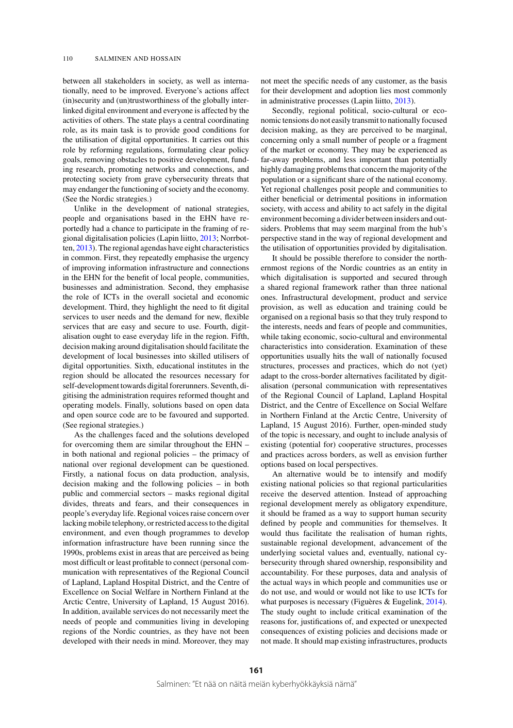between all stakeholders in society, as well as internationally, need to be improved. Everyone's actions affect (in)security and (un)trustworthiness of the globally interlinked digital environment and everyone is affected by the activities of others. The state plays a central coordinating role, as its main task is to provide good conditions for the utilisation of digital opportunities. It carries out this role by reforming regulations, formulating clear policy goals, removing obstacles to positive development, funding research, promoting networks and connections, and protecting society from grave cybersecurity threats that may endanger the functioning of society and the economy. (See the Nordic strategies.)

Unlike in the development of national strategies, people and organisations based in the EHN have reportedly had a chance to participate in the framing of regional digitalisation policies (Lapin liitto, 2013; Norrbotten, 2013). The regional agendas have eight characteristics in common. First, they repeatedly emphasise the urgency of improving information infrastructure and connections in the EHN for the benefit of local people, communities, businesses and administration. Second, they emphasise the role of ICTs in the overall societal and economic development. Third, they highlight the need to fit digital services to user needs and the demand for new, flexible services that are easy and secure to use. Fourth, digitalisation ought to ease everyday life in the region. Fifth, decision making around digitalisation should facilitate the development of local businesses into skilled utilisers of digital opportunities. Sixth, educational institutes in the region should be allocated the resources necessary for self-development towards digital forerunners. Seventh, digitising the administration requires reformed thought and operating models. Finally, solutions based on open data and open source code are to be favoured and supported. (See regional strategies.)

As the challenges faced and the solutions developed for overcoming them are similar throughout the EHN – in both national and regional policies – the primacy of national over regional development can be questioned. Firstly, a national focus on data production, analysis, decision making and the following policies – in both public and commercial sectors – masks regional digital divides, threats and fears, and their consequences in people's everyday life. Regional voices raise concern over lacking mobile telephony, or restricted access to the digital environment, and even though programmes to develop information infrastructure have been running since the 1990s, problems exist in areas that are perceived as being most difficult or least profitable to connect (personal communication with representatives of the Regional Council of Lapland, Lapland Hospital District, and the Centre of Excellence on Social Welfare in Northern Finland at the Arctic Centre, University of Lapland, 15 August 2016). In addition, available services do not necessarily meet the needs of people and communities living in developing regions of the Nordic countries, as they have not been developed with their needs in mind. Moreover, they may not meet the specific needs of any customer, as the basis for their development and adoption lies most commonly in administrative processes (Lapin liitto, 2013).

Secondly, regional political, socio-cultural or economic tensions do not easily transmit to nationally focused decision making, as they are perceived to be marginal, concerning only a small number of people or a fragment of the market or economy. They may be experienced as far-away problems, and less important than potentially highly damaging problems that concern the majority of the population or a significant share of the national economy. Yet regional challenges posit people and communities to either beneficial or detrimental positions in information society, with access and ability to act safely in the digital environment becoming a divider between insiders and outsiders. Problems that may seem marginal from the hub's perspective stand in the way of regional development and the utilisation of opportunities provided by digitalisation.

It should be possible therefore to consider the northernmost regions of the Nordic countries as an entity in which digitalisation is supported and secured through a shared regional framework rather than three national ones. Infrastructural development, product and service provision, as well as education and training could be organised on a regional basis so that they truly respond to the interests, needs and fears of people and communities, while taking economic, socio-cultural and environmental characteristics into consideration. Examination of these opportunities usually hits the wall of nationally focused structures, processes and practices, which do not (yet) adapt to the cross-border alternatives facilitated by digitalisation (personal communication with representatives of the Regional Council of Lapland, Lapland Hospital District, and the Centre of Excellence on Social Welfare in Northern Finland at the Arctic Centre, University of Lapland, 15 August 2016). Further, open-minded study of the topic is necessary, and ought to include analysis of existing (potential for) cooperative structures, processes and practices across borders, as well as envision further options based on local perspectives.

An alternative would be to intensify and modify existing national policies so that regional particularities receive the deserved attention. Instead of approaching regional development merely as obligatory expenditure, it should be framed as a way to support human security defined by people and communities for themselves. It would thus facilitate the realisation of human rights, sustainable regional development, advancement of the underlying societal values and, eventually, national cybersecurity through shared ownership, responsibility and accountability. For these purposes, data and analysis of the actual ways in which people and communities use or do not use, and would or would not like to use ICTs for what purposes is necessary (Figuères & Eugelink, 2014). The study ought to include critical examination of the reasons for, justifications of, and expected or unexpected consequences of existing policies and decisions made or not made. It should map existing infrastructures, products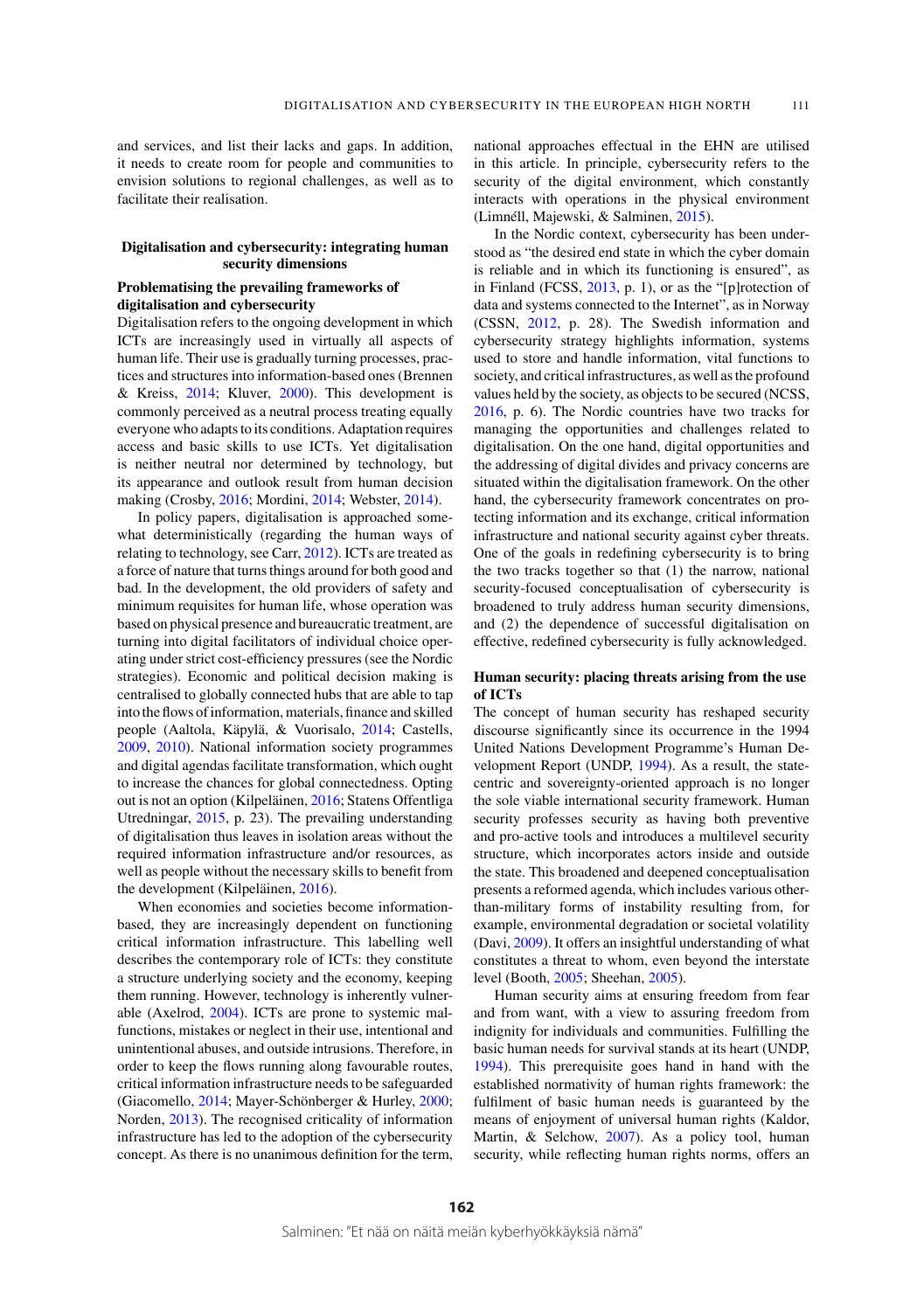and services, and list their lacks and gaps. In addition, it needs to create room for people and communities to envision solutions to regional challenges, as well as to facilitate their realisation.

## Digitalisation and cybersecurity: integrating human security dimensions

### Problematising the prevailing frameworks of digitalisation and cybersecurity

Digitalisation refers to the ongoing development in which ICTs are increasingly used in virtually all aspects of human life. Their use is gradually turning processes, practices and structures into information-based ones (Brennen & Kreiss, 2014; Kluver, 2000). This development is commonly perceived as a neutral process treating equally everyone who adapts to its conditions. Adaptation requires access and basic skills to use ICTs. Yet digitalisation is neither neutral nor determined by technology, but its appearance and outlook result from human decision making (Crosby, 2016; Mordini, 2014; Webster, 2014).

In policy papers, digitalisation is approached somewhat deterministically (regarding the human ways of relating to technology, see Carr, 2012). ICTs are treated as a force of nature that turns things around for both good and bad. In the development, the old providers of safety and minimum requisites for human life, whose operation was based on physical presence and bureaucratic treatment, are turning into digital facilitators of individual choice operating under strict cost-efficiency pressures (see the Nordic strategies). Economic and political decision making is centralised to globally connected hubs that are able to tap into the flows of information, materials, finance and skilled people (Aaltola, Käpylä, & Vuorisalo, 2014; Castells, 2009, 2010). National information society programmes and digital agendas facilitate transformation, which ought to increase the chances for global connectedness. Opting out is not an option (Kilpeläinen, 2016; Statens Offentliga Utredningar, 2015, p. 23). The prevailing understanding of digitalisation thus leaves in isolation areas without the required information infrastructure and/or resources, as well as people without the necessary skills to benefit from the development (Kilpeläinen, 2016).

When economies and societies become information-based, they are increasingly dependent on functioning critical information infrastructure. This labelling well describes the contemporary role of ICTs: they constitute a structure underlying society and the economy, keeping them running. However, technology is inherently vulnerable (Axelrod, 2004). ICTs are prone to systemic malfunctions, mistakes or neglect in their use, intentional and unintentional abuses, and outside intrusions. Therefore, in order to keep the flows running along favourable routes, critical information infrastructure needs to be safeguarded (Giacomello, 2014; Mayer-Schönberger & Hurley, 2000; Norden, 2013). The recognised criticality of information infrastructure has led to the adoption of the cybersecurity concept. As there is no unanimous definition for the term, national approaches effectual in the EHN are utilised in this article. In principle, cybersecurity refers to the security of the digital environment, which constantly interacts with operations in the physical environment (Limnéll, Majewski, & Salminen, 2015).

In the Nordic context, cybersecurity has been understood as "the desired end state in which the cyber domain is reliable and in which its functioning is ensured", as in Finland (FCSS, 2013, p. 1), or as the "[p]rotection of data and systems connected to the Internet", as in Norway (CSSN, 2012, p. 28). The Swedish information and cybersecurity strategy highlights information, systems used to store and handle information, vital functions to society, and critical infrastructures, as well as the profound values held by the society, as objects to be secured (NCSS, 2016, p. 6). The Nordic countries have two tracks for managing the opportunities and challenges related to digitalisation. On the one hand, digital opportunities and the addressing of digital divides and privacy concerns are situated within the digitalisation framework. On the other hand, the cybersecurity framework concentrates on protecting information and its exchange, critical information infrastructure and national security against cyber threats. One of the goals in redefining cybersecurity is to bring the two tracks together so that (1) the narrow, national security-focused conceptualisation of cybersecurity is broadened to truly address human security dimensions, and (2) the dependence of successful digitalisation on effective, redefined cybersecurity is fully acknowledged.

### Human security: placing threats arising from the use of ICTs

The concept of human security has reshaped security discourse significantly since its occurrence in the 1994 United Nations Development Programme's Human Development Report (UNDP, 1994). As a result, the state-centric and sovereignty-oriented approach is no longer the sole viable international security framework. Human security professes security as having both preventive and pro-active tools and introduces a multilevel security structure, which incorporates actors inside and outside the state. This broadened and deepened conceptualisation presents a reformed agenda, which includes various other-than-military forms of instability resulting from, for example, environmental degradation or societal volatility (Davi, 2009). It offers an insightful understanding of what constitutes a threat to whom, even beyond the interstate level (Booth, 2005; Sheehan, 2005).

Human security aims at ensuring freedom from fear and from want, with a view to assuring freedom from indignity for individuals and communities. Fulfilling the basic human needs for survival stands at its heart (UNDP, 1994). This prerequisite goes hand in hand with the established normativity of human rights framework: the fulfilment of basic human needs is guaranteed by the means of enjoyment of universal human rights (Kaldor, Martin, & Selchow, 2007). As a policy tool, human security, while reflecting human rights norms, offers an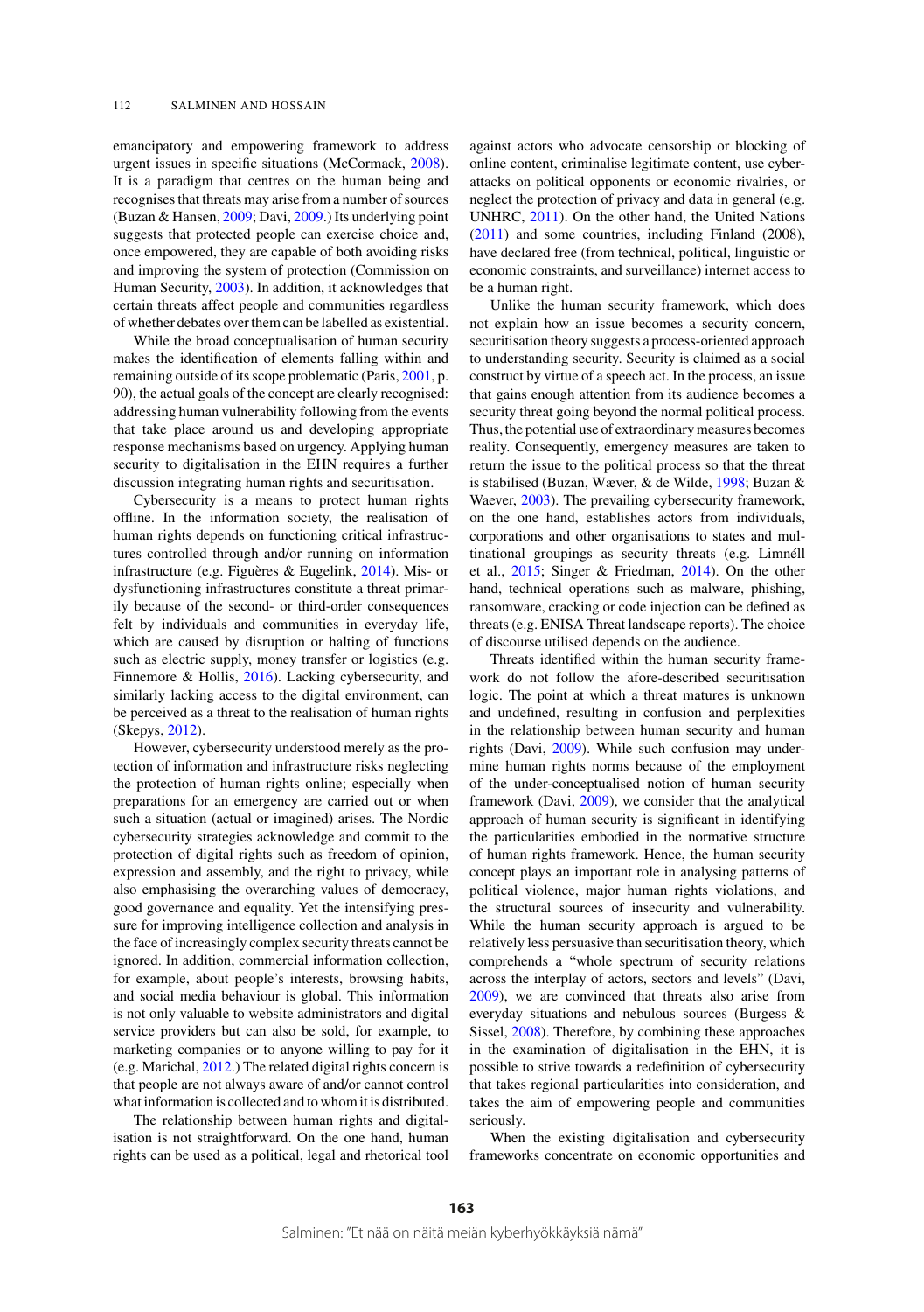emancipatory and empowering framework to address urgent issues in specific situations (McCormack, 2008). It is a paradigm that centres on the human being and recognises that threats may arise from a number of sources (Buzan & Hansen, 2009; Davi, 2009.) Its underlying point suggests that protected people can exercise choice and, once empowered, they are capable of both avoiding risks and improving the system of protection (Commission on Human Security, 2003). In addition, it acknowledges that certain threats affect people and communities regardless of whether debates over them can be labelled as existential.

While the broad conceptualisation of human security makes the identification of elements falling within and remaining outside of its scope problematic (Paris, 2001, p. 90), the actual goals of the concept are clearly recognised: addressing human vulnerability following from the events that take place around us and developing appropriate response mechanisms based on urgency. Applying human security to digitalisation in the EHN requires a further discussion integrating human rights and securitisation.

Cybersecurity is a means to protect human rights offline. In the information society, the realisation of human rights depends on functioning critical infrastructures controlled through and/or running on information infrastructure (e.g. Figuères & Eugelink, 2014). Mis- or dysfunctioning infrastructures constitute a threat primarily because of the second- or third-order consequences felt by individuals and communities in everyday life, which are caused by disruption or halting of functions such as electric supply, money transfer or logistics (e.g. Finnemore & Hollis, 2016). Lacking cybersecurity, and similarly lacking access to the digital environment, can be perceived as a threat to the realisation of human rights (Skepys, 2012).

However, cybersecurity understood merely as the protection of information and infrastructure risks neglecting the protection of human rights online; especially when preparations for an emergency are carried out or when such a situation (actual or imagined) arises. The Nordic cybersecurity strategies acknowledge and commit to the protection of digital rights such as freedom of opinion, expression and assembly, and the right to privacy, while also emphasising the overarching values of democracy, good governance and equality. Yet the intensifying pressure for improving intelligence collection and analysis in the face of increasingly complex security threats cannot be ignored. In addition, commercial information collection, for example, about people's interests, browsing habits, and social media behaviour is global. This information is not only valuable to website administrators and digital service providers but can also be sold, for example, to marketing companies or to anyone willing to pay for it (e.g. Marichal, 2012.) The related digital rights concern is that people are not always aware of and/or cannot control what information is collected and to whom it is distributed.

The relationship between human rights and digitalisation is not straightforward. On the one hand, human rights can be used as a political, legal and rhetorical tool against actors who advocate censorship or blocking of online content, criminalise legitimate content, use cyberattacks on political opponents or economic rivalries, or neglect the protection of privacy and data in general (e.g. UNHRC, 2011). On the other hand, the United Nations (2011) and some countries, including Finland (2008), have declared free (from technical, political, linguistic or economic constraints, and surveillance) internet access to be a human right.

Unlike the human security framework, which does not explain how an issue becomes a security concern, securitisation theory suggests a process-oriented approach to understanding security. Security is claimed as a social construct by virtue of a speech act. In the process, an issue that gains enough attention from its audience becomes a security threat going beyond the normal political process. Thus, the potential use of extraordinary measures becomes reality. Consequently, emergency measures are taken to return the issue to the political process so that the threat is stabilised (Buzan, Wæver, & de Wilde, 1998; Buzan & Waever, 2003). The prevailing cybersecurity framework, on the one hand, establishes actors from individuals, corporations and other organisations to states and multinational groupings as security threats (e.g. Limnéll et al., 2015; Singer & Friedman, 2014). On the other hand, technical operations such as malware, phishing, ransomware, cracking or code injection can be defined as threats (e.g. ENISA Threat landscape reports). The choice of discourse utilised depends on the audience.

Threats identified within the human security framework do not follow the afore-described securitisation logic. The point at which a threat matures is unknown and undefined, resulting in confusion and perplexities in the relationship between human security and human rights (Davi, 2009). While such confusion may undermine human rights norms because of the employment of the under-conceptualised notion of human security framework (Davi, 2009), we consider that the analytical approach of human security is significant in identifying the particularities embodied in the normative structure of human rights framework. Hence, the human security concept plays an important role in analysing patterns of political violence, major human rights violations, and the structural sources of insecurity and vulnerability. While the human security approach is argued to be relatively less persuasive than securitisation theory, which comprehends a "whole spectrum of security relations across the interplay of actors, sectors and levels" (Davi, 2009), we are convinced that threats also arise from everyday situations and nebulous sources (Burgess & Sissel, 2008). Therefore, by combining these approaches in the examination of digitalisation in the EHN, it is possible to strive towards a redefinition of cybersecurity that takes regional particularities into consideration, and takes the aim of empowering people and communities seriously.

When the existing digitalisation and cybersecurity frameworks concentrate on economic opportunities and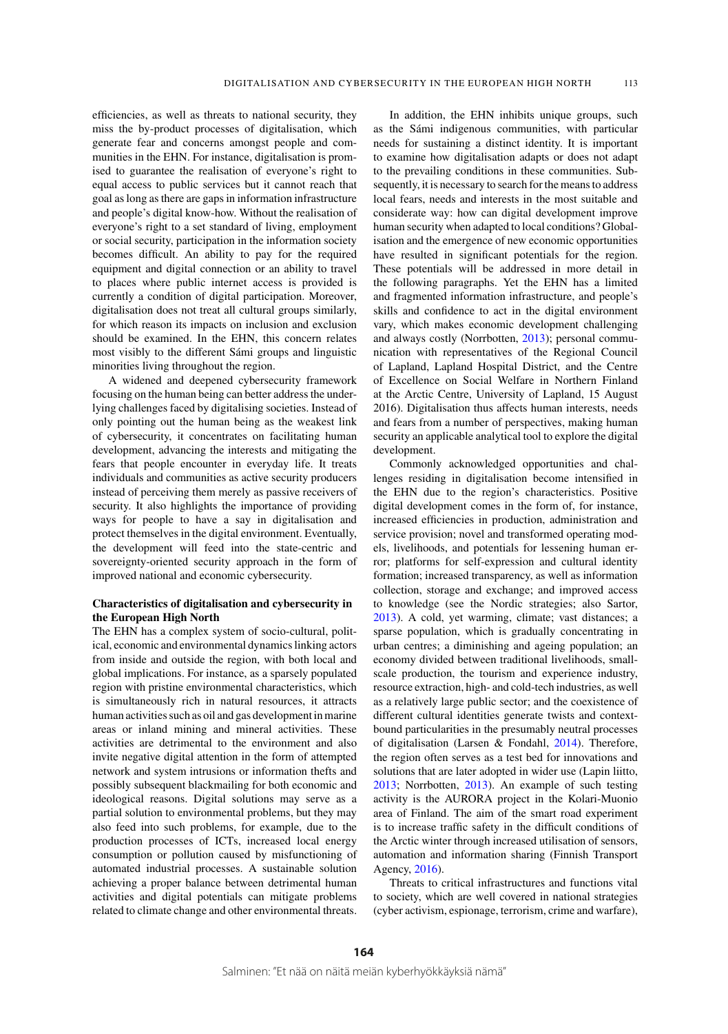efficiencies, as well as threats to national security, they miss the by-product processes of digitalisation, which generate fear and concerns amongst people and communities in the EHN. For instance, digitalisation is promised to guarantee the realisation of everyone's right to equal access to public services but it cannot reach that goal as long as there are gaps in information infrastructure and people's digital know-how. Without the realisation of everyone's right to a set standard of living, employment or social security, participation in the information society becomes difficult. An ability to pay for the required equipment and digital connection or an ability to travel to places where public internet access is provided is currently a condition of digital participation. Moreover, digitalisation does not treat all cultural groups similarly, for which reason its impacts on inclusion and exclusion should be examined. In the EHN, this concern relates most visibly to the different Sámi groups and linguistic minorities living throughout the region.

A widened and deepened cybersecurity framework focusing on the human being can better address the underlying challenges faced by digitalising societies. Instead of only pointing out the human being as the weakest link of cybersecurity, it concentrates on facilitating human development, advancing the interests and mitigating the fears that people encounter in everyday life. It treats individuals and communities as active security producers instead of perceiving them merely as passive receivers of security. It also highlights the importance of providing ways for people to have a say in digitalisation and protect themselves in the digital environment. Eventually, the development will feed into the state-centric and sovereignty-oriented security approach in the form of improved national and economic cybersecurity.

## Characteristics of digitalisation and cybersecurity in the European High North

The EHN has a complex system of socio-cultural, political, economic and environmental dynamics linking actors from inside and outside the region, with both local and global implications. For instance, as a sparsely populated region with pristine environmental characteristics, which is simultaneously rich in natural resources, it attracts human activities such as oil and gas development in marine areas or inland mining and mineral activities. These activities are detrimental to the environment and also invite negative digital attention in the form of attempted network and system intrusions or information thefts and possibly subsequent blackmailing for both economic and ideological reasons. Digital solutions may serve as a partial solution to environmental problems, but they may also feed into such problems, for example, due to the production processes of ICTs, increased local energy consumption or pollution caused by misfunctioning of automated industrial processes. A sustainable solution achieving a proper balance between detrimental human activities and digital potentials can mitigate problems related to climate change and other environmental threats.

In addition, the EHN inhibits unique groups, such as the Sámi indigenous communities, with particular needs for sustaining a distinct identity. It is important to examine how digitalisation adapts or does not adapt to the prevailing conditions in these communities. Subsequently, it is necessary to search for the means to address local fears, needs and interests in the most suitable and considerate way: how can digital development improve human security when adapted to local conditions? Globalisation and the emergence of new economic opportunities have resulted in significant potentials for the region. These potentials will be addressed in more detail in the following paragraphs. Yet the EHN has a limited and fragmented information infrastructure, and people's skills and confidence to act in the digital environment vary, which makes economic development challenging and always costly (Norrbotten, 2013); personal communication with representatives of the Regional Council of Lapland, Lapland Hospital District, and the Centre of Excellence on Social Welfare in Northern Finland at the Arctic Centre, University of Lapland, 15 August 2016). Digitalisation thus affects human interests, needs and fears from a number of perspectives, making human security an applicable analytical tool to explore the digital development.

Commonly acknowledged opportunities and challenges residing in digitalisation become intensified in the EHN due to the region's characteristics. Positive digital development comes in the form of, for instance, increased efficiencies in production, administration and service provision; novel and transformed operating models, livelihoods, and potentials for lessening human error; platforms for self-expression and cultural identity formation; increased transparency, as well as information collection, storage and exchange; and improved access to knowledge (see the Nordic strategies; also Sartor, 2013). A cold, yet warming, climate; vast distances; a sparse population, which is gradually concentrating in urban centres; a diminishing and ageing population; an economy divided between traditional livelihoods, small-scale production, the tourism and experience industry, resource extraction, high- and cold-tech industries, as well as a relatively large public sector; and the coexistence of different cultural identities generate twists and context-bound particularities in the presumably neutral processes of digitalisation (Larsen & Fondahl, 2014). Therefore, the region often serves as a test bed for innovations and solutions that are later adopted in wider use (Lapin liitto, 2013; Norrbotten, 2013). An example of such testing activity is the AURORA project in the Kolari-Muonio area of Finland. The smart road experiment aims to increase traffic safety in the difficult conditions of the Arctic winter through increased utilisation of sensors, automation and information sharing (Finnish Transport Agency, 2016).

Threats to critical infrastructures and functions vital to society, which are well covered in national strategies (cyber activism, espionage, terrorism, crime and warfare),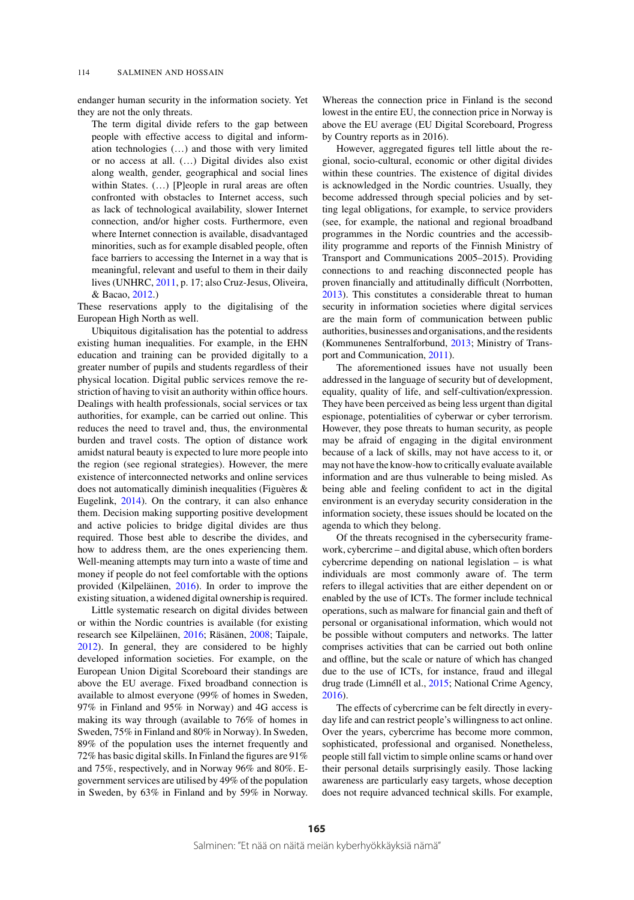endanger human security in the information society. Yet they are not the only threats.

> The term digital divide refers to the gap between people with effective access to digital and information technologies (…) and those with very limited or no access at all. (…) Digital divides also exist along wealth, gender, geographical and social lines within States. (…) [P]eople in rural areas are often confronted with obstacles to Internet access, such as lack of technological availability, slower Internet connection, and/or higher costs. Furthermore, even where Internet connection is available, disadvantaged minorities, such as for example disabled people, often face barriers to accessing the Internet in a way that is meaningful, relevant and useful to them in their daily lives (UNHRC, 2011, p. 17; also Cruz-Jesus, Oliveira, & Bacao, 2012.)

These reservations apply to the digitalising of the European High North as well.

Ubiquitous digitalisation has the potential to address existing human inequalities. For example, in the EHN education and training can be provided digitally to a greater number of pupils and students regardless of their physical location. Digital public services remove the restriction of having to visit an authority within office hours. Dealings with health professionals, social services or tax authorities, for example, can be carried out online. This reduces the need to travel and, thus, the environmental burden and travel costs. The option of distance work amidst natural beauty is expected to lure more people into the region (see regional strategies). However, the mere existence of interconnected networks and online services does not automatically diminish inequalities (Figuères & Eugelink, 2014). On the contrary, it can also enhance them. Decision making supporting positive development and active policies to bridge digital divides are thus required. Those best able to describe the divides, and how to address them, are the ones experiencing them. Well-meaning attempts may turn into a waste of time and money if people do not feel comfortable with the options provided (Kilpeläinen, 2016). In order to improve the existing situation, a widened digital ownership is required.

Little systematic research on digital divides between or within the Nordic countries is available (for existing research see Kilpeläinen, 2016; Räsänen, 2008; Taipale, 2012). In general, they are considered to be highly developed information societies. For example, on the European Union Digital Scoreboard their standings are above the EU average. Fixed broadband connection is available to almost everyone (99% of homes in Sweden, 97% in Finland and 95% in Norway) and 4G access is making its way through (available to 76% of homes in Sweden, 75% in Finland and 80% in Norway). In Sweden, 89% of the population uses the internet frequently and 72% has basic digital skills. In Finland the figures are 91% and 75%, respectively, and in Norway 96% and 80%. E-government services are utilised by 49% of the population in Sweden, by 63% in Finland and by 59% in Norway. Whereas the connection price in Finland is the second lowest in the entire EU, the connection price in Norway is above the EU average (EU Digital Scoreboard, Progress by Country reports as in 2016).

However, aggregated figures tell little about the regional, socio-cultural, economic or other digital divides within these countries. The existence of digital divides is acknowledged in the Nordic countries. Usually, they become addressed through special policies and by setting legal obligations, for example, to service providers (see, for example, the national and regional broadband programmes in the Nordic countries and the accessibility programme and reports of the Finnish Ministry of Transport and Communications 2005–2015). Providing connections to and reaching disconnected people has proven financially and attitudinally difficult (Norrbotten, 2013). This constitutes a considerable threat to human security in information societies where digital services are the main form of communication between public authorities, businesses and organisations, and the residents (Kommunenes Sentralforbund, 2013; Ministry of Transport and Communication, 2011).

The aforementioned issues have not usually been addressed in the language of security but of development, equality, quality of life, and self-cultivation/expression. They have been perceived as being less urgent than digital espionage, potentialities of cyberwar or cyber terrorism. However, they pose threats to human security, as people may be afraid of engaging in the digital environment because of a lack of skills, may not have access to it, or may not have the know-how to critically evaluate available information and are thus vulnerable to being misled. As being able and feeling confident to act in the digital environment is an everyday security consideration in the information society, these issues should be located on the agenda to which they belong.

Of the threats recognised in the cybersecurity framework, cybercrime – and digital abuse, which often borders cybercrime depending on national legislation – is what individuals are most commonly aware of. The term refers to illegal activities that are either dependent on or enabled by the use of ICTs. The former include technical operations, such as malware for financial gain and theft of personal or organisational information, which would not be possible without computers and networks. The latter comprises activities that can be carried out both online and offline, but the scale or nature of which has changed due to the use of ICTs, for instance, fraud and illegal drug trade (Limnéll et al., 2015; National Crime Agency, 2016).

The effects of cybercrime can be felt directly in everyday life and can restrict people's willingness to act online. Over the years, cybercrime has become more common, sophisticated, professional and organised. Nonetheless, people still fall victim to simple online scams or hand over their personal details surprisingly easily. Those lacking awareness are particularly easy targets, whose deception does not require advanced technical skills. For example,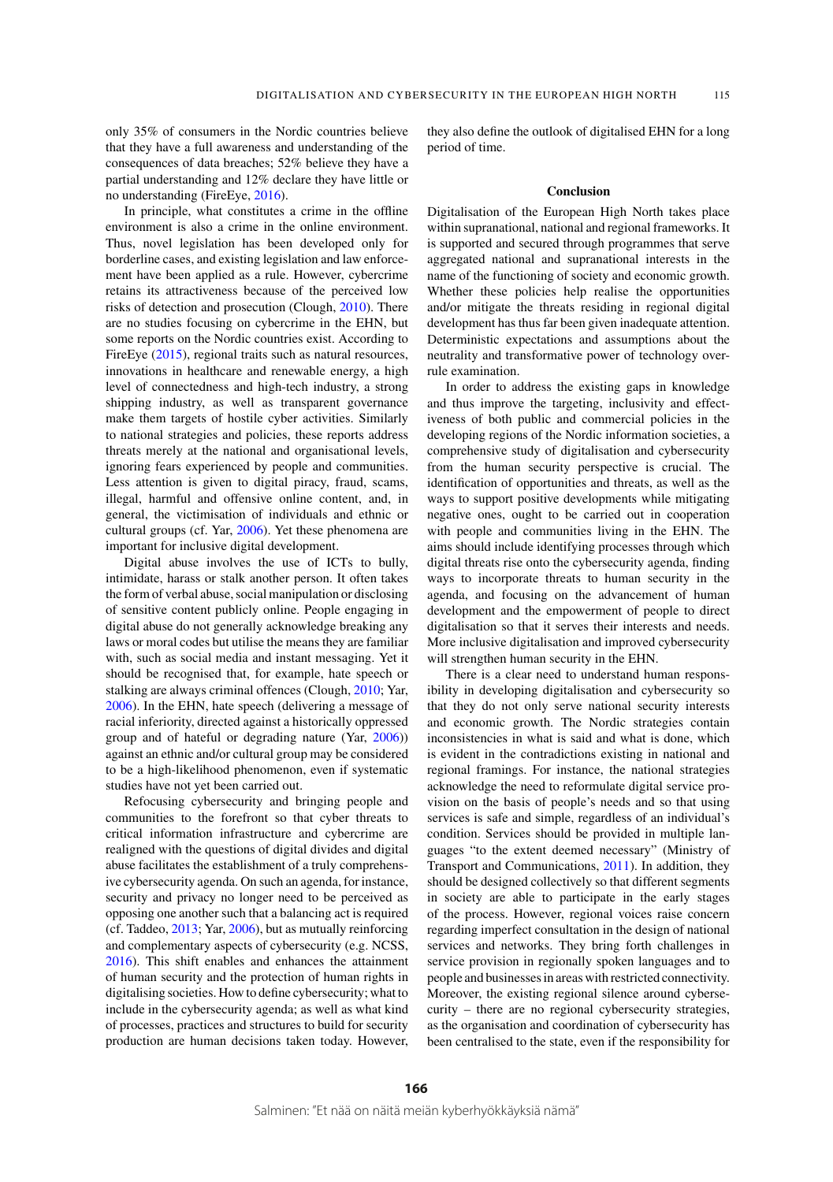only 35% of consumers in the Nordic countries believe that they have a full awareness and understanding of the consequences of data breaches; 52% believe they have a partial understanding and 12% declare they have little or no understanding (FireEye, 2016).

In principle, what constitutes a crime in the offline environment is also a crime in the online environment. Thus, novel legislation has been developed only for borderline cases, and existing legislation and law enforcement have been applied as a rule. However, cybercrime retains its attractiveness because of the perceived low risks of detection and prosecution (Clough, 2010). There are no studies focusing on cybercrime in the EHN, but some reports on the Nordic countries exist. According to FireEye (2015), regional traits such as natural resources, innovations in healthcare and renewable energy, a high level of connectedness and high-tech industry, a strong shipping industry, as well as transparent governance make them targets of hostile cyber activities. Similarly to national strategies and policies, these reports address threats merely at the national and organisational levels, ignoring fears experienced by people and communities. Less attention is given to digital piracy, fraud, scams, illegal, harmful and offensive online content, and, in general, the victimisation of individuals and ethnic or cultural groups (cf. Yar, 2006). Yet these phenomena are important for inclusive digital development.

Digital abuse involves the use of ICTs to bully, intimidate, harass or stalk another person. It often takes the form of verbal abuse, social manipulation or disclosing of sensitive content publicly online. People engaging in digital abuse do not generally acknowledge breaking any laws or moral codes but utilise the means they are familiar with, such as social media and instant messaging. Yet it should be recognised that, for example, hate speech or stalking are always criminal offences (Clough, 2010; Yar, 2006). In the EHN, hate speech (delivering a message of racial inferiority, directed against a historically oppressed group and of hateful or degrading nature (Yar, 2006)) against an ethnic and/or cultural group may be considered to be a high-likelihood phenomenon, even if systematic studies have not yet been carried out.

Refocusing cybersecurity and bringing people and communities to the forefront so that cyber threats to critical information infrastructure and cybercrime are realigned with the questions of digital divides and digital abuse facilitates the establishment of a truly comprehensive cybersecurity agenda. On such an agenda, for instance, security and privacy no longer need to be perceived as opposing one another such that a balancing act is required (cf. Taddeo, 2013; Yar, 2006), but as mutually reinforcing and complementary aspects of cybersecurity (e.g. NCSS, 2016). This shift enables and enhances the attainment of human security and the protection of human rights in digitalising societies. How to define cybersecurity; what to include in the cybersecurity agenda; as well as what kind of processes, practices and structures to build for security production are human decisions taken today. However, they also define the outlook of digitalised EHN for a long period of time.

## Conclusion

Digitalisation of the European High North takes place within supranational, national and regional frameworks. It is supported and secured through programmes that serve aggregated national and supranational interests in the name of the functioning of society and economic growth. Whether these policies help realise the opportunities and/or mitigate the threats residing in regional digital development has thus far been given inadequate attention. Deterministic expectations and assumptions about the neutrality and transformative power of technology override examination.

In order to address the existing gaps in knowledge and thus improve the targeting, inclusivity and effectiveness of both public and commercial policies in the developing regions of the Nordic information societies, a comprehensive study of digitalisation and cybersecurity from the human security perspective is crucial. The identification of opportunities and threats, as well as the ways to support positive developments while mitigating negative ones, ought to be carried out in cooperation with people and communities living in the EHN. The aims should include identifying processes through which digital threats rise onto the cybersecurity agenda, finding ways to incorporate threats to human security in the agenda, and focusing on the advancement of human development and the empowerment of people to direct digitalisation so that it serves their interests and needs. More inclusive digitalisation and improved cybersecurity will strengthen human security in the EHN.

There is a clear need to understand human responsibility in developing digitalisation and cybersecurity so that they do not only serve national security interests and economic growth. The Nordic strategies contain inconsistencies in what is said and what is done, which is evident in the contradictions existing in national and regional framings. For instance, the national strategies acknowledge the need to reformulate digital service provision on the basis of people's needs and so that using services is safe and simple, regardless of an individual's condition. Services should be provided in multiple languages "to the extent deemed necessary" (Ministry of Transport and Communications, 2011). In addition, they should be designed collectively so that different segments in society are able to participate in the early stages of the process. However, regional voices raise concern regarding imperfect consultation in the design of national services and networks. They bring forth challenges in service provision in regionally spoken languages and to people and businesses in areas with restricted connectivity. Moreover, the existing regional silence around cybersecurity – there are no regional cybersecurity strategies, as the organisation and coordination of cybersecurity has been centralised to the state, even if the responsibility for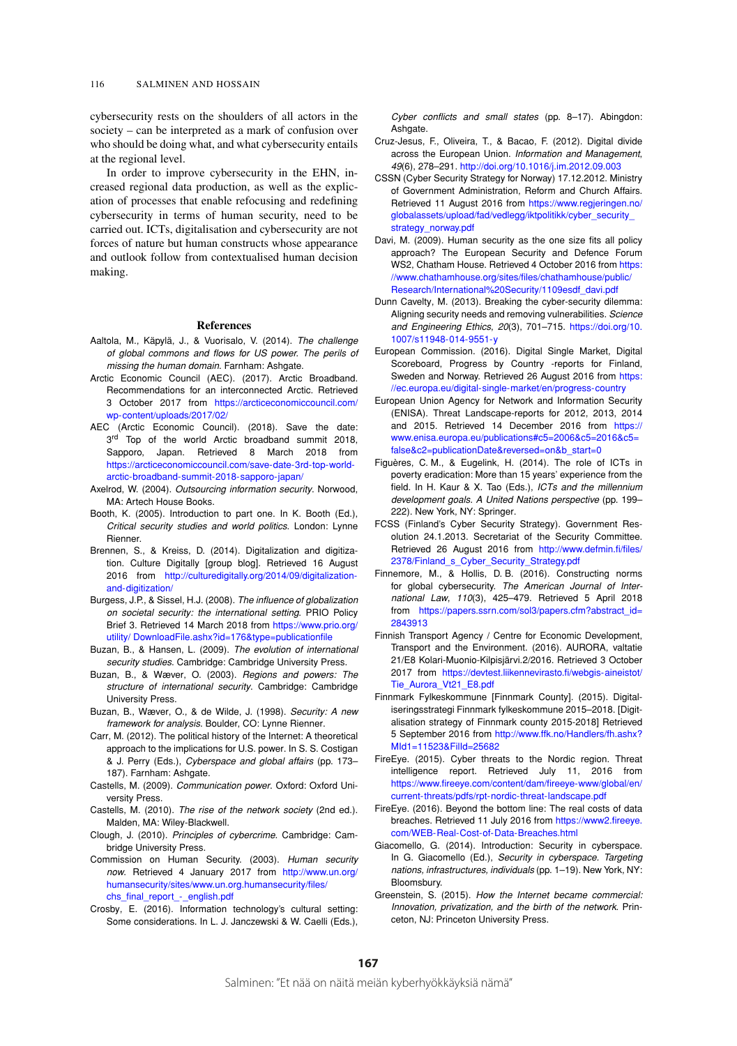cybersecurity rests on the shoulders of all actors in the society – can be interpreted as a mark of confusion over who should be doing what, and what cybersecurity entails at the regional level.

In order to improve cybersecurity in the EHN, increased regional data production, as well as the explication of processes that enable refocusing and redefining cybersecurity in terms of human security, need to be carried out. ICTs, digitalisation and cybersecurity are not forces of nature but human constructs whose appearance and outlook follow from contextualised human decision making.

## References

Aaltola, M., Käpylä, J., & Vuorisalo, V. (2014). *The challenge of global commons and flows for US power. The perils of missing the human domain*. Farnham: Ashgate.

Arctic Economic Council (AEC). (2017). Arctic Broadband. Recommendations for an interconnected Arctic. Retrieved 3 October 2017 from https://arcticeconomiccouncil.com/wp-content/uploads/2017/02/

AEC (Arctic Economic Council). (2018). Save the date: 3rd Top of the world Arctic broadband summit 2018, Sapporo, Japan. Retrieved 8 March 2018 from https://arcticeconomiccouncil.com/save-date-3rd-top-world-arctic-broadband-summit-2018-sapporo-japan/

Axelrod, W. (2004). *Outsourcing information security*. Norwood, MA: Artech House Books.

Booth, K. (2005). Introduction to part one. In K. Booth (Ed.), *Critical security studies and world politics*. London: Lynne Rienner.

Brennen, S., & Kreiss, D. (2014). Digitalization and digitization. Culture Digitally [group blog]. Retrieved 16 August 2016 from http://culturedigitally.org/2014/09/digitalization-and-digitization/

Burgess, J.P., & Sissel, H.J. (2008). *The influence of globalization on societal security: the international setting*. PRIO Policy Brief 3. Retrieved 14 March 2018 from https://www.prio.org/utility/ DownloadFile.ashx?id=176&type=publicationfile

Buzan, B., & Hansen, L. (2009). *The evolution of international security studies*. Cambridge: Cambridge University Press.

Buzan, B., & Wæver, O. (2003). *Regions and powers: The structure of international security*. Cambridge: Cambridge University Press.

Buzan, B., Wæver, O., & de Wilde, J. (1998). *Security: A new framework for analysis*. Boulder, CO: Lynne Rienner.

Carr, M. (2012). The political history of the Internet: A theoretical approach to the implications for U.S. power. In S. S. Costigan & J. Perry (Eds.), *Cyberspace and global affairs* (pp. 173–187). Farnham: Ashgate.

Castells, M. (2009). *Communication power*. Oxford: Oxford University Press.

Castells, M. (2010). *The rise of the network society* (2nd ed.). Malden, MA: Wiley-Blackwell.

Clough, J. (2010). *Principles of cybercrime*. Cambridge: Cambridge University Press.

Commission on Human Security. (2003). *Human security now*. Retrieved 4 January 2017 from http://www.un.org/humansecurity/sites/www.un.org.humansecurity/files/chs_final_report_-_english.pdf

Crosby, E. (2016). Information technology's cultural setting: Some considerations. In L. J. Janczewski & W. Caelli (Eds.), *Cyber conflicts and small states* (pp. 8–17). Abingdon: Ashgate.

Cruz-Jesus, F., Oliveira, T., & Bacao, F. (2012). Digital divide across the European Union. *Information and Management*, *49*(6), 278–291. http://doi.org/10.1016/j.im.2012.09.003

CSSN (Cyber Security Strategy for Norway) 17.12.2012. Ministry of Government Administration, Reform and Church Affairs. Retrieved 11 August 2016 from https://www.regjeringen.no/globalassets/upload/fad/vedlegg/iktpolitikk/cyber_security_strategy_norway.pdf

Davi, M. (2009). Human security as the one size fits all policy approach? The European Security and Defence Forum WS2, Chatham House. Retrieved 4 October 2016 from https://www.chathamhouse.org/sites/files/chathamhouse/public/Research/International%20Security/1109esdf_davi.pdf

Dunn Cavelty, M. (2013). Breaking the cyber-security dilemma: Aligning security needs and removing vulnerabilities. *Science and Engineering Ethics*, *20*(3), 701–715. https://doi.org/10.1007/s11948-014-9551-y

European Commission. (2016). Digital Single Market, Digital Scoreboard, Progress by Country -reports for Finland, Sweden and Norway. Retrieved 26 August 2016 from https://ec.europa.eu/digital-single-market/en/progress-country

European Union Agency for Network and Information Security (ENISA). Threat Landscape-reports for 2012, 2013, 2014 and 2015. Retrieved 14 December 2016 from https://www.enisa.europa.eu/publications#c5=2006&c5=2016&c5=false&c2=publicationDate&reversed=on&b_start=0

Figuères, C. M., & Eugelink, H. (2014). The role of ICTs in poverty eradication: More than 15 years' experience from the field. In H. Kaur & X. Tao (Eds.), *ICTs and the millennium development goals. A United Nations perspective* (pp. 199–222). New York, NY: Springer.

FCSS (Finland's Cyber Security Strategy). Government Resolution 24.1.2013. Secretariat of the Security Committee. Retrieved 26 August 2016 from http://www.defmin.fi/files/2378/Finland_s_Cyber_Security_Strategy.pdf

Finnemore, M., & Hollis, D. B. (2016). Constructing norms for global cybersecurity. *The American Journal of International Law*, *110*(3), 425–479. Retrieved 5 April 2018 from https://papers.ssrn.com/sol3/papers.cfm?abstract_id=2843913

Finnish Transport Agency / Centre for Economic Development, Transport and the Environment. (2016). AURORA, valtatie 21/E8 Kolari-Muonio-Kilpisjärvi.2/2016. Retrieved 3 October 2017 from https://devtest.liikennevirasto.fi/webgis-aineistot/Tie_Aurora_Vt21_E8.pdf

Finnmark Fylkeskommune [Finnmark County]. (2015). Digitaliseringsstrategi Finnmark fylkeskommune 2015–2018. [Digitalisation strategy of Finnmark county 2015-2018] Retrieved 5 September 2016 from http://www.ffk.no/Handlers/fh.ashx?MId1=11523&FilId=25682

FireEye. (2015). Cyber threats to the Nordic region. Threat intelligence report. Retrieved July 11, 2016 from https://www.fireeye.com/content/dam/fireeye-www/global/en/current-threats/pdfs/rpt-nordic-threat-landscape.pdf

FireEye. (2016). Beyond the bottom line: The real costs of data breaches. Retrieved 11 July 2016 from https://www2.fireeye.com/WEB-Real-Cost-of-Data-Breaches.html

Giacomello, G. (2014). Introduction: Security in cyberspace. In G. Giacomello (Ed.), *Security in cyberspace. Targeting nations, infrastructures, individuals* (pp. 1–19). New York, NY: Bloomsbury.

Greenstein, S. (2015). *How the Internet became commercial: Innovation, privatization, and the birth of the network*. Princeton, NJ: Princeton University Press.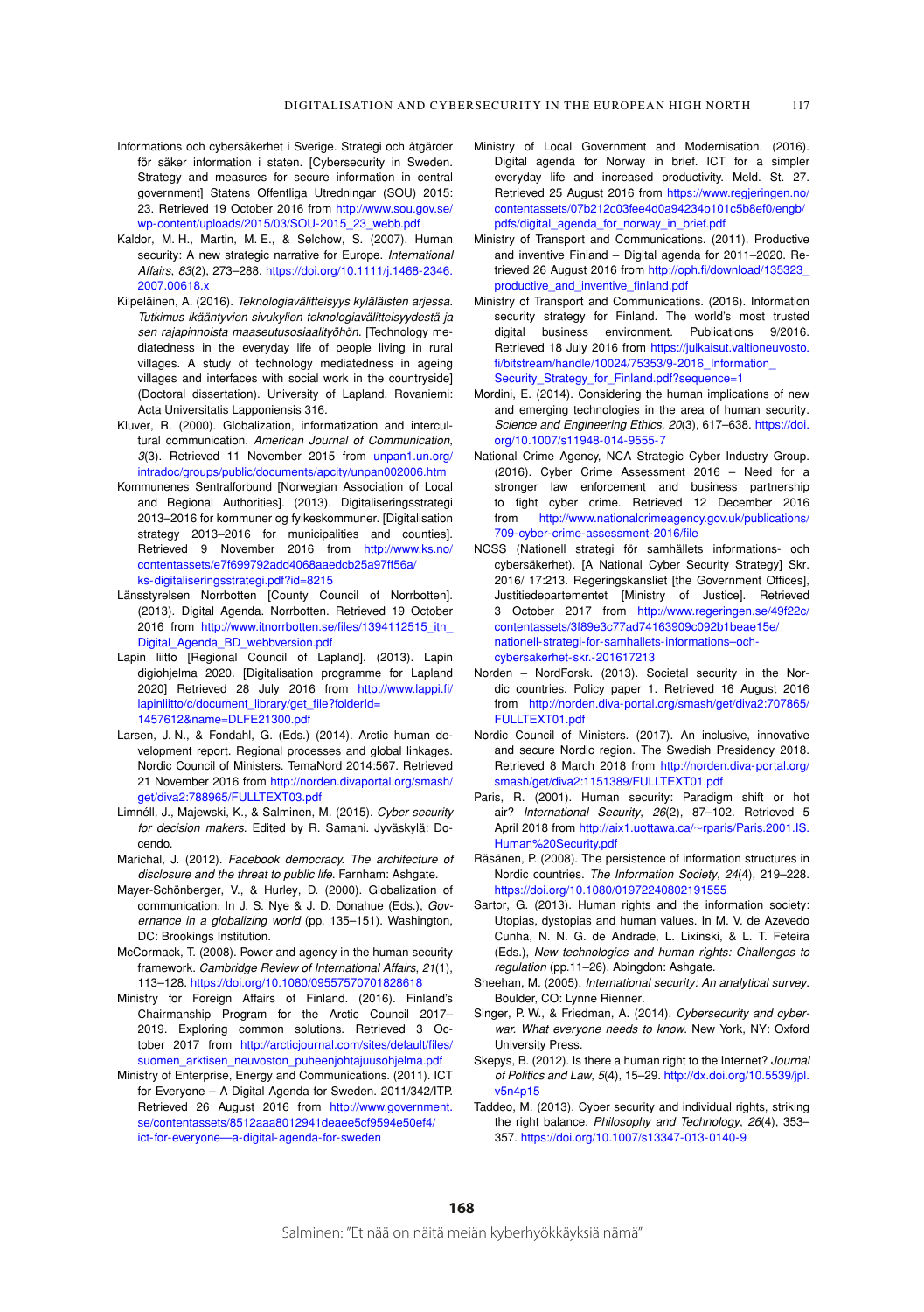Informations och cybersäkerhet i Sverige. Strategi och åtgärder för säker information i staten. [Cybersecurity in Sweden. Strategy and measures for secure information in central government] Statens Offentliga Utredningar (SOU) 2015: 23. Retrieved 19 October 2016 from http://www.sou.gov.se/wp-content/uploads/2015/03/SOU-2015_23_webb.pdf

Kaldor, M. H., Martin, M. E., & Selchow, S. (2007). Human security: A new strategic narrative for Europe. *International Affairs*, *83*(2), 273–288. https://doi.org/10.1111/j.1468-2346.2007.00618.x

Kilpeläinen, A. (2016). *Teknologiavälitteisyys kyläläisten arjessa. Tutkimus ikääntyvien sivukylien teknologiavälitteisyydestä ja sen rajapinnoista maaseutusosiaalityöhön*. [Technology mediatedness in the everyday life of people living in rural villages. A study of technology mediatedness in ageing villages and interfaces with social work in the countryside] (Doctoral dissertation). University of Lapland. Rovaniemi: Acta Universitatis Lapponiensis 316.

Kluver, R. (2000). Globalization, informatization and intercultural communication. *American Journal of Communication*, *3*(3). Retrieved 11 November 2015 from unpan1.un.org/intradoc/groups/public/documents/apcity/unpan002006.htm

Kommunenes Sentralforbund [Norwegian Association of Local and Regional Authorities]. (2013). Digitaliseringsstrategi 2013–2016 for kommuner og fylkeskommuner. [Digitalisation strategy 2013–2016 for municipalities and counties]. Retrieved 9 November 2016 from http://www.ks.no/contentassets/e7f699792add4068aaedcb25a97ff56a/ks-digitaliseringsstrategi.pdf?id=8215

Länsstyrelsen Norrbotten [County Council of Norrbotten]. (2013). Digital Agenda. Norrbotten. Retrieved 19 October 2016 from http://www.itnorrbotten.se/files/1394112515_itn_Digital_Agenda_BD_webbversion.pdf

Lapin liitto [Regional Council of Lapland]. (2013). Lapin digiohjelma 2020. [Digitalisation programme for Lapland 2020] Retrieved 28 July 2016 from http://www.lappi.fi/lapinliitto/c/document_library/get_file?folderId=1457612&name=DLFE21300.pdf

Larsen, J. N., & Fondahl, G. (Eds.) (2014). Arctic human development report. Regional processes and global linkages. Nordic Council of Ministers. TemaNord 2014:567. Retrieved 21 November 2016 from http://norden.divaportal.org/smash/get/diva2:788965/FULLTEXT03.pdf

Limnéll, J., Majewski, K., & Salminen, M. (2015). *Cyber security for decision makers*. Edited by R. Samani. Jyväskylä: Docendo.

Marichal, J. (2012). *Facebook democracy. The architecture of disclosure and the threat to public life*. Farnham: Ashgate.

Mayer-Schönberger, V., & Hurley, D. (2000). Globalization of communication. In J. S. Nye & J. D. Donahue (Eds.), *Governance in a globalizing world* (pp. 135–151). Washington, DC: Brookings Institution.

McCormack, T. (2008). Power and agency in the human security framework. *Cambridge Review of International Affairs*, *21*(1), 113–128. https://doi.org/10.1080/09557570701828618

Ministry for Foreign Affairs of Finland. (2016). Finland's Chairmanship Program for the Arctic Council 2017–2019. Exploring common solutions. Retrieved 3 October 2017 from http://arcticjournal.com/sites/default/files/suomen_arktisen_neuvoston_puheenjohtajuusohjelma.pdf

Ministry of Enterprise, Energy and Communications. (2011). ICT for Everyone – A Digital Agenda for Sweden. 2011/342/ITP. Retrieved 26 August 2016 from http://www.government.se/contentassets/8512aaa8012941deaee5cf9594e50ef4/ict-for-everyone—a-digital-agenda-for-sweden

Ministry of Local Government and Modernisation. (2016). Digital agenda for Norway in brief. ICT for a simpler everyday life and increased productivity. Meld. St. 27. Retrieved 25 August 2016 from https://www.regjeringen.no/contentassets/07b212c03fee4d0a94234b101c5b8ef0/engb/pdfs/digital_agenda_for_norway_in_brief.pdf

Ministry of Transport and Communications. (2011). Productive and inventive Finland – Digital agenda for 2011–2020. Retrieved 26 August 2016 from http://oph.fi/download/135323_productive_and_inventive_finland.pdf

Ministry of Transport and Communications. (2016). Information security strategy for Finland. The world's most trusted digital business environment. Publications 9/2016. Retrieved 18 July 2016 from https://julkaisut.valtioneuvosto.fi/bitstream/handle/10024/75353/9-2016_Information_Security_Strategy_for_Finland.pdf?sequence=1

Mordini, E. (2014). Considering the human implications of new and emerging technologies in the area of human security. *Science and Engineering Ethics*, *20*(3), 617–638. https://doi.org/10.1007/s11948-014-9555-7

National Crime Agency, NCA Strategic Cyber Industry Group. (2016). Cyber Crime Assessment 2016 – Need for a stronger law enforcement and business partnership to fight cyber crime. Retrieved 12 December 2016 from http://www.nationalcrimeagency.gov.uk/publications/709-cyber-crime-assessment-2016/file

NCSS (Nationell strategi för samhällets informations- och cybersäkerhet). [A National Cyber Security Strategy] Skr. 2016/ 17:213. Regeringskansliet [the Government Offices], Justitiedepartementet [Ministry of Justice]. Retrieved 3 October 2017 from http://www.regeringen.se/49f22c/contentassets/3f89e3c77ad74163909c092b1beae15e/nationell-strategi-for-samhallets-informations–och-cybersakerhet-skr.-201617213

Norden – NordForsk. (2013). Societal security in the Nordic countries. Policy paper 1. Retrieved 16 August 2016 from http://norden.diva-portal.org/smash/get/diva2:707865/FULLTEXT01.pdf

Nordic Council of Ministers. (2017). An inclusive, innovative and secure Nordic region. The Swedish Presidency 2018. Retrieved 8 March 2018 from http://norden.diva-portal.org/smash/get/diva2:1151389/FULLTEXT01.pdf

Paris, R. (2001). Human security: Paradigm shift or hot air? *International Security*, *26*(2), 87–102. Retrieved 5 April 2018 from http://aix1.uottawa.ca/~rparis/Paris.2001.IS.Human%20Security.pdf

Räsänen, P. (2008). The persistence of information structures in Nordic countries. *The Information Society*, *24*(4), 219–228. https://doi.org/10.1080/01972240802191555

Sartor, G. (2013). Human rights and the information society: Utopias, dystopias and human values. In M. V. de Azevedo Cunha, N. N. G. de Andrade, L. Lixinski, & L. T. Feteira (Eds.), *New technologies and human rights: Challenges to regulation* (pp.11–26). Abingdon: Ashgate.

Sheehan, M. (2005). *International security: An analytical survey*. Boulder, CO: Lynne Rienner.

Singer, P. W., & Friedman, A. (2014). *Cybersecurity and cyberwar. What everyone needs to know*. New York, NY: Oxford University Press.

Skepys, B. (2012). Is there a human right to the Internet? *Journal of Politics and Law*, *5*(4), 15–29. http://dx.doi.org/10.5539/jpl.v5n4p15

Taddeo, M. (2013). Cyber security and individual rights, striking the right balance. *Philosophy and Technology*, *26*(4), 353–357. https://doi.org/10.1007/s13347-013-0140-9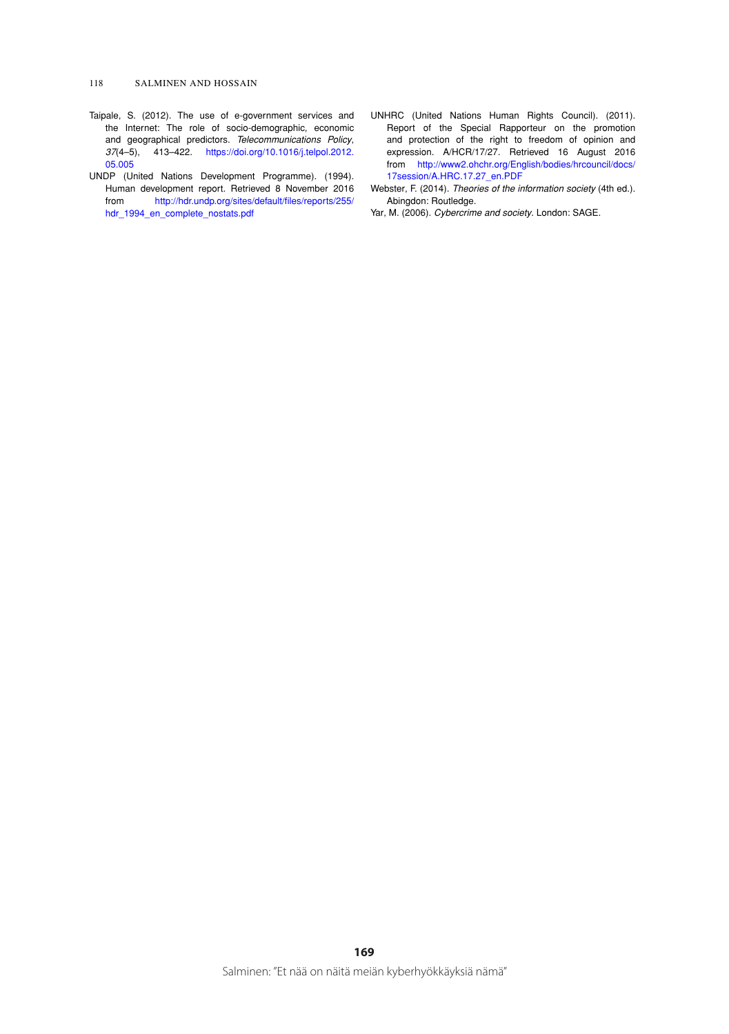Taipale, S. (2012). The use of e-government services and the Internet: The role of socio-demographic, economic and geographical predictors. *Telecommunications Policy*, *37*(4–5), 413–422. https://doi.org/10.1016/j.telpol.2012.05.005

UNDP (United Nations Development Programme). (1994). Human development report. Retrieved 8 November 2016 from http://hdr.undp.org/sites/default/files/reports/255/hdr_1994_en_complete_nostats.pdf

UNHRC (United Nations Human Rights Council). (2011). Report of the Special Rapporteur on the promotion and protection of the right to freedom of opinion and expression. A/HCR/17/27. Retrieved 16 August 2016 from http://www2.ohchr.org/English/bodies/hrcouncil/docs/17session/A.HRC.17.27_en.PDF

Webster, F. (2014). *Theories of the information society* (4th ed.). Abingdon: Routledge.

Yar, M. (2006). *Cybercrime and society*. London: SAGE.